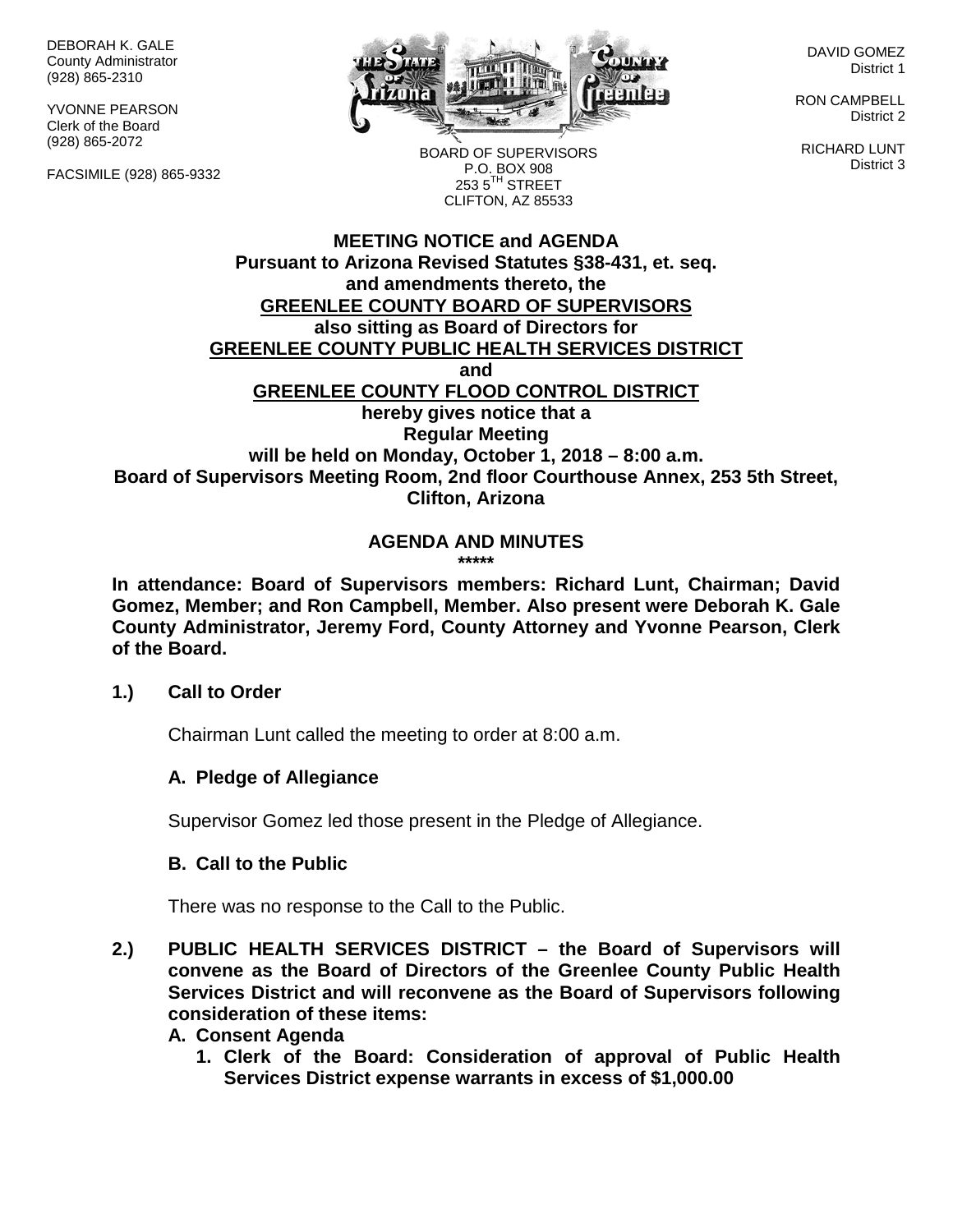DEBORAH K. GALE
County Administrator
(928) 865-2310

YVONNE PEARSON
Clerk of the Board
(928) 865-2072

FACSIMILE (928) 865-9332

BOARD OF SUPERVISORS
P.O. BOX 908
253 5$^{TH}$ STREET
CLIFTON, AZ 85533

DAVID GOMEZ
District 1

RON CAMPBELL
District 2

RICHARD LUNT
District 3

**MEETING NOTICE and AGENDA**
**Pursuant to Arizona Revised Statutes §38-431, et. seq.**
**and amendments thereto, the**
**GREENLEE COUNTY BOARD OF SUPERVISORS**
**also sitting as Board of Directors for**
**GREENLEE COUNTY PUBLIC HEALTH SERVICES DISTRICT**
**and**
**GREENLEE COUNTY FLOOD CONTROL DISTRICT**
**hereby gives notice that a**
**Regular Meeting**
**will be held on Monday, October 1, 2018 – 8:00 a.m.**
**Board of Supervisors Meeting Room, 2nd floor Courthouse Annex, 253 5th Street, Clifton, Arizona**

## AGENDA AND MINUTES

*****

**In attendance: Board of Supervisors members: Richard Lunt, Chairman; David Gomez, Member; and Ron Campbell, Member. Also present were Deborah K. Gale County Administrator, Jeremy Ford, County Attorney and Yvonne Pearson, Clerk of the Board.**

**1.) Call to Order**

Chairman Lunt called the meeting to order at 8:00 a.m.

**A. Pledge of Allegiance**

Supervisor Gomez led those present in the Pledge of Allegiance.

**B. Call to the Public**

There was no response to the Call to the Public.

**2.) PUBLIC HEALTH SERVICES DISTRICT – the Board of Supervisors will convene as the Board of Directors of the Greenlee County Public Health Services District and will reconvene as the Board of Supervisors following consideration of these items:**

**A. Consent Agenda**

**1. Clerk of the Board: Consideration of approval of Public Health Services District expense warrants in excess of $1,000.00**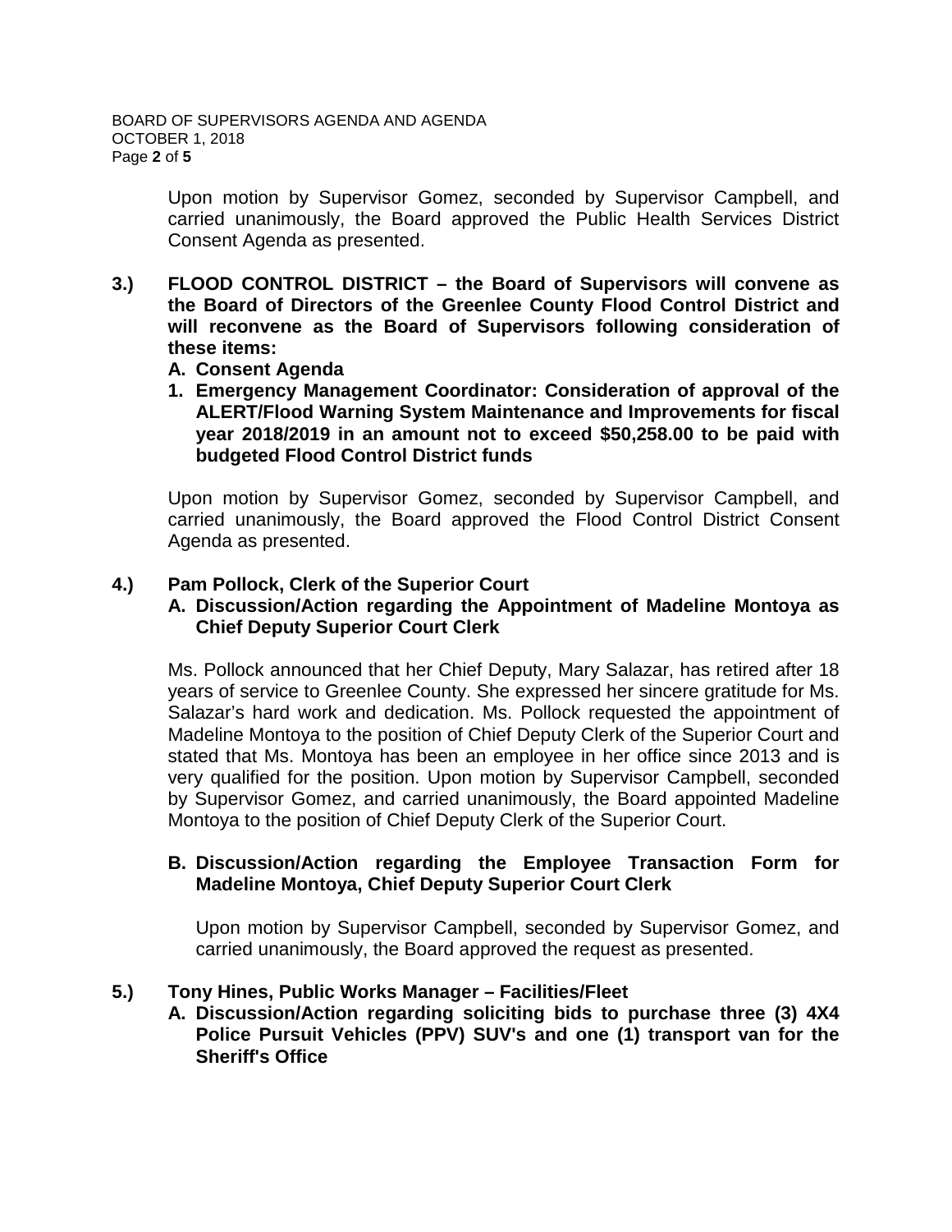Upon motion by Supervisor Gomez, seconded by Supervisor Campbell, and carried unanimously, the Board approved the Public Health Services District Consent Agenda as presented.

**3.) FLOOD CONTROL DISTRICT – the Board of Supervisors will convene as the Board of Directors of the Greenlee County Flood Control District and will reconvene as the Board of Supervisors following consideration of these items:**

**A. Consent Agenda**

**1. Emergency Management Coordinator: Consideration of approval of the ALERT/Flood Warning System Maintenance and Improvements for fiscal year 2018/2019 in an amount not to exceed $50,258.00 to be paid with budgeted Flood Control District funds**

Upon motion by Supervisor Gomez, seconded by Supervisor Campbell, and carried unanimously, the Board approved the Flood Control District Consent Agenda as presented.

**4.) Pam Pollock, Clerk of the Superior Court**

**A. Discussion/Action regarding the Appointment of Madeline Montoya as Chief Deputy Superior Court Clerk**

Ms. Pollock announced that her Chief Deputy, Mary Salazar, has retired after 18 years of service to Greenlee County. She expressed her sincere gratitude for Ms. Salazar's hard work and dedication. Ms. Pollock requested the appointment of Madeline Montoya to the position of Chief Deputy Clerk of the Superior Court and stated that Ms. Montoya has been an employee in her office since 2013 and is very qualified for the position. Upon motion by Supervisor Campbell, seconded by Supervisor Gomez, and carried unanimously, the Board appointed Madeline Montoya to the position of Chief Deputy Clerk of the Superior Court.

**B. Discussion/Action regarding the Employee Transaction Form for Madeline Montoya, Chief Deputy Superior Court Clerk**

Upon motion by Supervisor Campbell, seconded by Supervisor Gomez, and carried unanimously, the Board approved the request as presented.

**5.) Tony Hines, Public Works Manager – Facilities/Fleet**

**A. Discussion/Action regarding soliciting bids to purchase three (3) 4X4 Police Pursuit Vehicles (PPV) SUV's and one (1) transport van for the Sheriff's Office**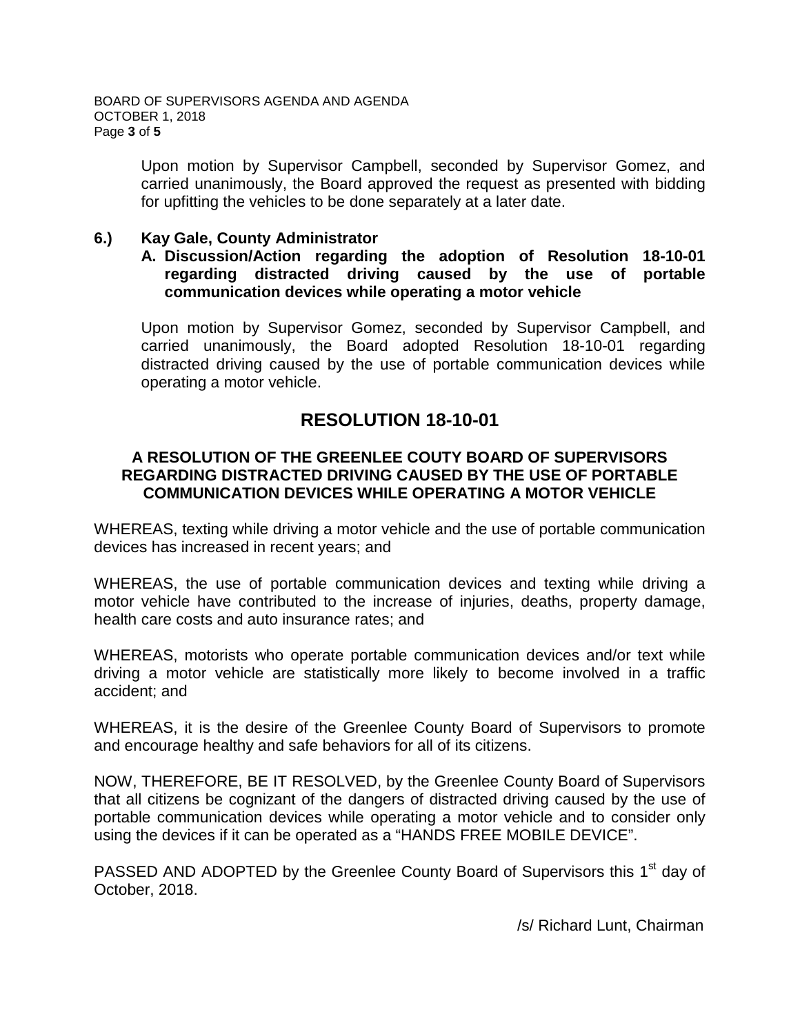Upon motion by Supervisor Campbell, seconded by Supervisor Gomez, and carried unanimously, the Board approved the request as presented with bidding for upfitting the vehicles to be done separately at a later date.

**6.) Kay Gale, County Administrator**

**A. Discussion/Action regarding the adoption of Resolution 18-10-01 regarding distracted driving caused by the use of portable communication devices while operating a motor vehicle**

Upon motion by Supervisor Gomez, seconded by Supervisor Campbell, and carried unanimously, the Board adopted Resolution 18-10-01 regarding distracted driving caused by the use of portable communication devices while operating a motor vehicle.

## RESOLUTION 18-10-01

**A RESOLUTION OF THE GREENLEE COUTY BOARD OF SUPERVISORS REGARDING DISTRACTED DRIVING CAUSED BY THE USE OF PORTABLE COMMUNICATION DEVICES WHILE OPERATING A MOTOR VEHICLE**

WHEREAS, texting while driving a motor vehicle and the use of portable communication devices has increased in recent years; and

WHEREAS, the use of portable communication devices and texting while driving a motor vehicle have contributed to the increase of injuries, deaths, property damage, health care costs and auto insurance rates; and

WHEREAS, motorists who operate portable communication devices and/or text while driving a motor vehicle are statistically more likely to become involved in a traffic accident; and

WHEREAS, it is the desire of the Greenlee County Board of Supervisors to promote and encourage healthy and safe behaviors for all of its citizens.

NOW, THEREFORE, BE IT RESOLVED, by the Greenlee County Board of Supervisors that all citizens be cognizant of the dangers of distracted driving caused by the use of portable communication devices while operating a motor vehicle and to consider only using the devices if it can be operated as a "HANDS FREE MOBILE DEVICE".

PASSED AND ADOPTED by the Greenlee County Board of Supervisors this 1st day of October, 2018.

/s/ Richard Lunt, Chairman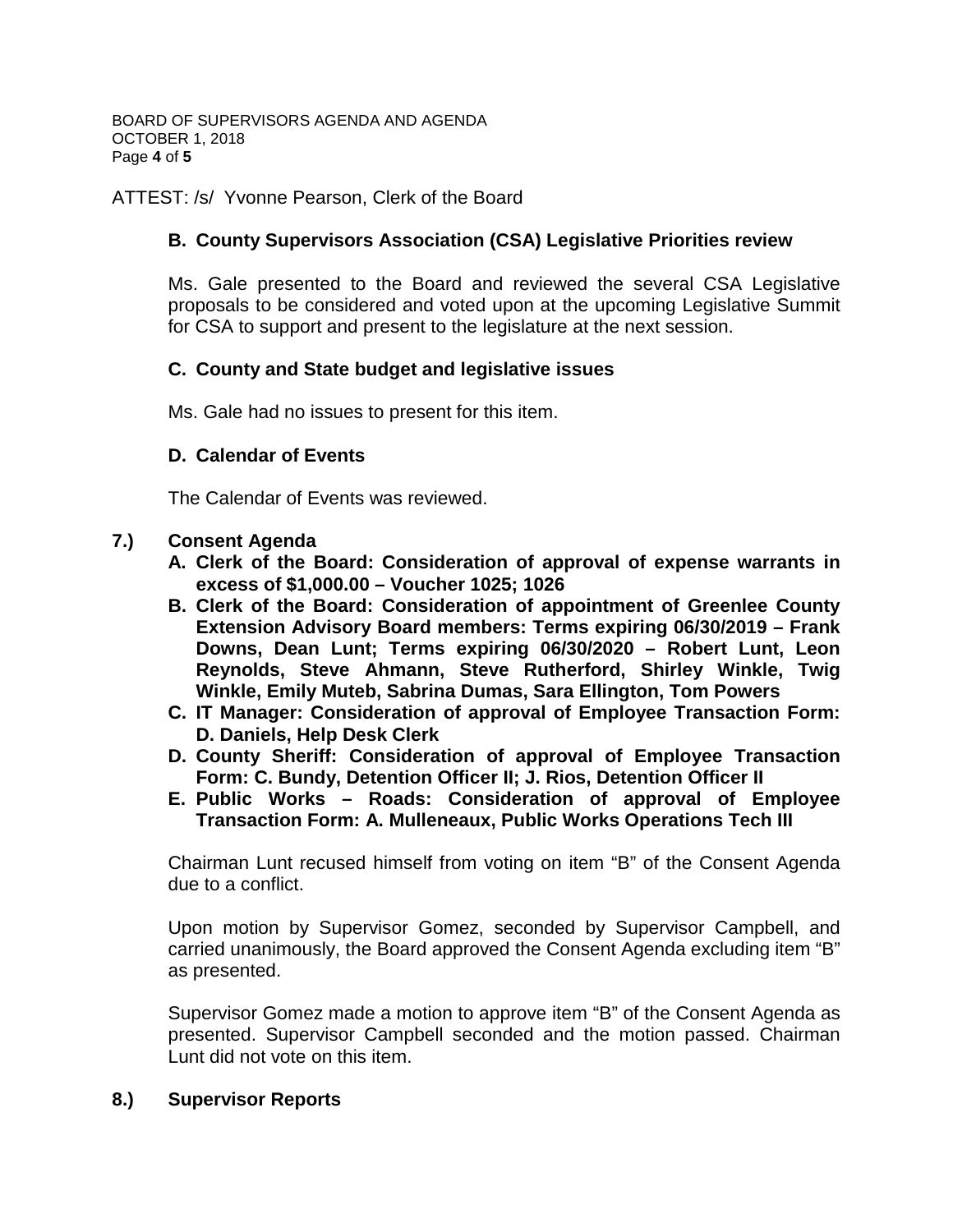ATTEST: /s/  Yvonne Pearson, Clerk of the Board

**B. County Supervisors Association (CSA) Legislative Priorities review**

Ms. Gale presented to the Board and reviewed the several CSA Legislative proposals to be considered and voted upon at the upcoming Legislative Summit for CSA to support and present to the legislature at the next session.

**C. County and State budget and legislative issues**

Ms. Gale had no issues to present for this item.

**D. Calendar of Events**

The Calendar of Events was reviewed.

**7.) Consent Agenda**

**A. Clerk of the Board: Consideration of approval of expense warrants in excess of $1,000.00 – Voucher 1025; 1026**

**B. Clerk of the Board: Consideration of appointment of Greenlee County Extension Advisory Board members: Terms expiring 06/30/2019 – Frank Downs, Dean Lunt; Terms expiring 06/30/2020 – Robert Lunt, Leon Reynolds, Steve Ahmann, Steve Rutherford, Shirley Winkle, Twig Winkle, Emily Muteb, Sabrina Dumas, Sara Ellington, Tom Powers**

**C. IT Manager: Consideration of approval of Employee Transaction Form: D. Daniels, Help Desk Clerk**

**D. County Sheriff: Consideration of approval of Employee Transaction Form: C. Bundy, Detention Officer II; J. Rios, Detention Officer II**

**E. Public Works – Roads: Consideration of approval of Employee Transaction Form: A. Mulleneaux, Public Works Operations Tech III**

Chairman Lunt recused himself from voting on item "B" of the Consent Agenda due to a conflict.

Upon motion by Supervisor Gomez, seconded by Supervisor Campbell, and carried unanimously, the Board approved the Consent Agenda excluding item "B" as presented.

Supervisor Gomez made a motion to approve item "B" of the Consent Agenda as presented. Supervisor Campbell seconded and the motion passed. Chairman Lunt did not vote on this item.

**8.) Supervisor Reports**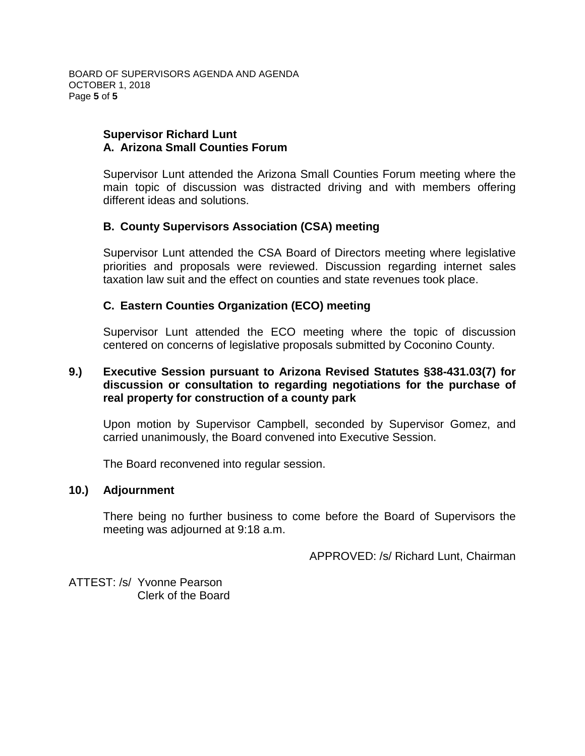**Supervisor Richard Lunt**

**A. Arizona Small Counties Forum**

Supervisor Lunt attended the Arizona Small Counties Forum meeting where the main topic of discussion was distracted driving and with members offering different ideas and solutions.

**B. County Supervisors Association (CSA) meeting**

Supervisor Lunt attended the CSA Board of Directors meeting where legislative priorities and proposals were reviewed. Discussion regarding internet sales taxation law suit and the effect on counties and state revenues took place.

**C. Eastern Counties Organization (ECO) meeting**

Supervisor Lunt attended the ECO meeting where the topic of discussion centered on concerns of legislative proposals submitted by Coconino County.

**9.) Executive Session pursuant to Arizona Revised Statutes §38-431.03(7) for discussion or consultation to regarding negotiations for the purchase of real property for construction of a county park**

Upon motion by Supervisor Campbell, seconded by Supervisor Gomez, and carried unanimously, the Board convened into Executive Session.

The Board reconvened into regular session.

**10.) Adjournment**

There being no further business to come before the Board of Supervisors the meeting was adjourned at 9:18 a.m.

APPROVED: /s/ Richard Lunt, Chairman

ATTEST: /s/ Yvonne Pearson
Clerk of the Board